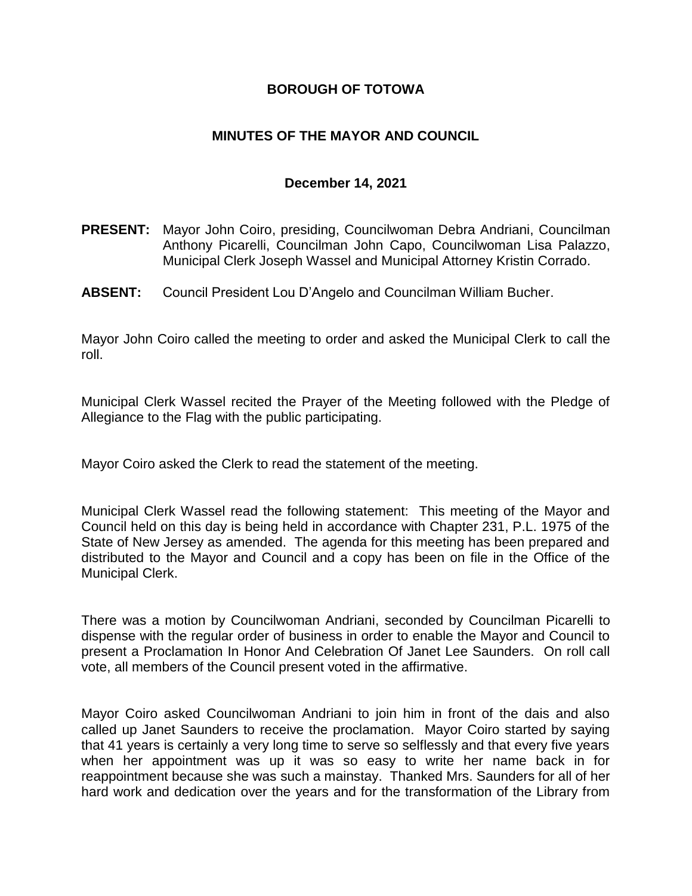# BOROUGH OF TOTOWA

## MINUTES OF THE MAYOR AND COUNCIL

### December 14, 2021

**PRESENT:** Mayor John Coiro, presiding, Councilwoman Debra Andriani, Councilman Anthony Picarelli, Councilman John Capo, Councilwoman Lisa Palazzo, Municipal Clerk Joseph Wassel and Municipal Attorney Kristin Corrado.

**ABSENT:** Council President Lou D'Angelo and Councilman William Bucher.

Mayor John Coiro called the meeting to order and asked the Municipal Clerk to call the roll.

Municipal Clerk Wassel recited the Prayer of the Meeting followed with the Pledge of Allegiance to the Flag with the public participating.

Mayor Coiro asked the Clerk to read the statement of the meeting.

Municipal Clerk Wassel read the following statement: This meeting of the Mayor and Council held on this day is being held in accordance with Chapter 231, P.L. 1975 of the State of New Jersey as amended. The agenda for this meeting has been prepared and distributed to the Mayor and Council and a copy has been on file in the Office of the Municipal Clerk.

There was a motion by Councilwoman Andriani, seconded by Councilman Picarelli to dispense with the regular order of business in order to enable the Mayor and Council to present a Proclamation In Honor And Celebration Of Janet Lee Saunders. On roll call vote, all members of the Council present voted in the affirmative.

Mayor Coiro asked Councilwoman Andriani to join him in front of the dais and also called up Janet Saunders to receive the proclamation. Mayor Coiro started by saying that 41 years is certainly a very long time to serve so selflessly and that every five years when her appointment was up it was so easy to write her name back in for reappointment because she was such a mainstay. Thanked Mrs. Saunders for all of her hard work and dedication over the years and for the transformation of the Library from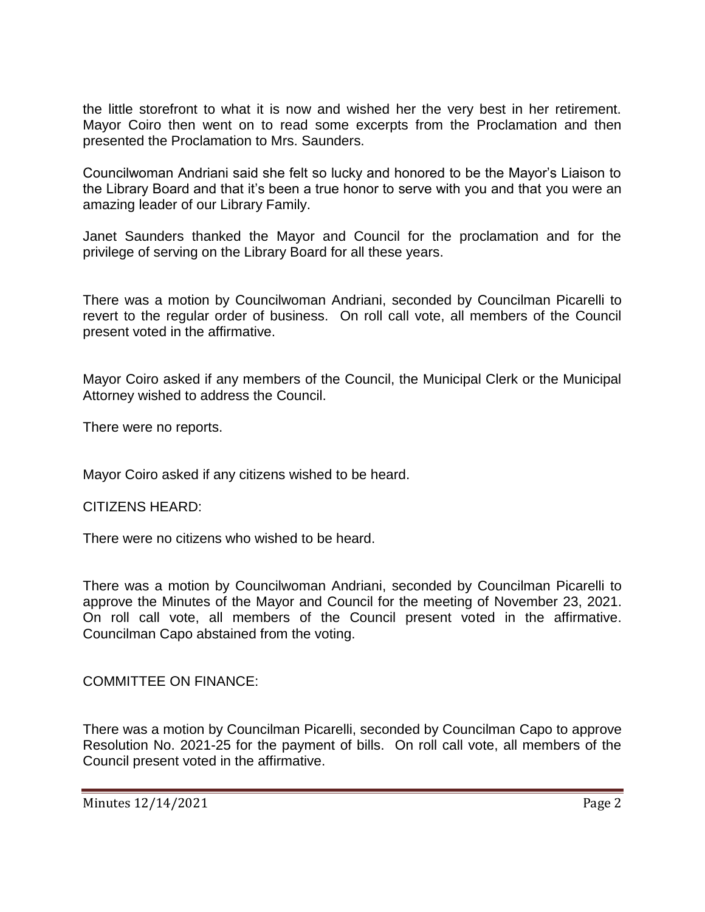the little storefront to what it is now and wished her the very best in her retirement. Mayor Coiro then went on to read some excerpts from the Proclamation and then presented the Proclamation to Mrs. Saunders.

Councilwoman Andriani said she felt so lucky and honored to be the Mayor's Liaison to the Library Board and that it's been a true honor to serve with you and that you were an amazing leader of our Library Family.

Janet Saunders thanked the Mayor and Council for the proclamation and for the privilege of serving on the Library Board for all these years.

There was a motion by Councilwoman Andriani, seconded by Councilman Picarelli to revert to the regular order of business. On roll call vote, all members of the Council present voted in the affirmative.

Mayor Coiro asked if any members of the Council, the Municipal Clerk or the Municipal Attorney wished to address the Council.

There were no reports.

Mayor Coiro asked if any citizens wished to be heard.

CITIZENS HEARD:

There were no citizens who wished to be heard.

There was a motion by Councilwoman Andriani, seconded by Councilman Picarelli to approve the Minutes of the Mayor and Council for the meeting of November 23, 2021. On roll call vote, all members of the Council present voted in the affirmative. Councilman Capo abstained from the voting.

COMMITTEE ON FINANCE:

There was a motion by Councilman Picarelli, seconded by Councilman Capo to approve Resolution No. 2021-25 for the payment of bills. On roll call vote, all members of the Council present voted in the affirmative.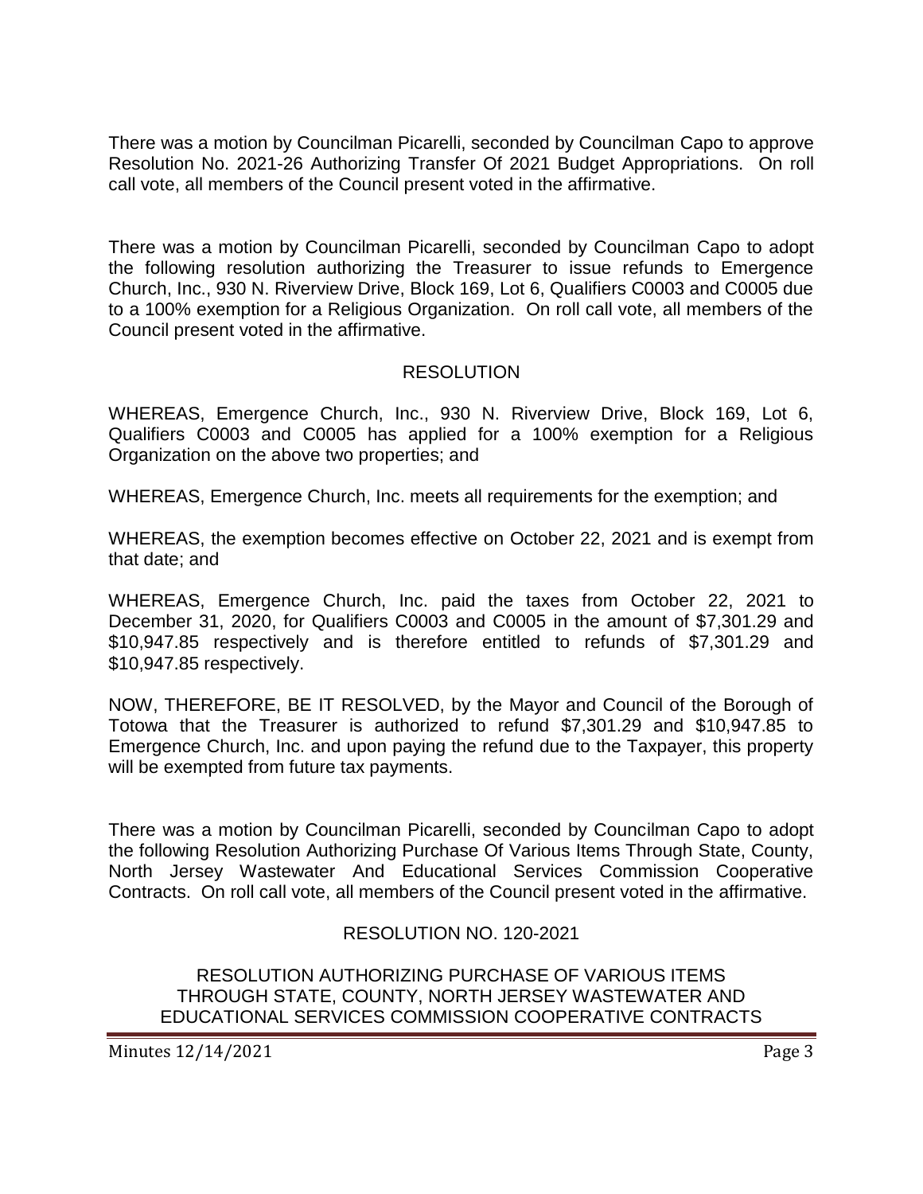There was a motion by Councilman Picarelli, seconded by Councilman Capo to approve Resolution No. 2021-26 Authorizing Transfer Of 2021 Budget Appropriations. On roll call vote, all members of the Council present voted in the affirmative.

There was a motion by Councilman Picarelli, seconded by Councilman Capo to adopt the following resolution authorizing the Treasurer to issue refunds to Emergence Church, Inc., 930 N. Riverview Drive, Block 169, Lot 6, Qualifiers C0003 and C0005 due to a 100% exemption for a Religious Organization. On roll call vote, all members of the Council present voted in the affirmative.

RESOLUTION

WHEREAS, Emergence Church, Inc., 930 N. Riverview Drive, Block 169, Lot 6, Qualifiers C0003 and C0005 has applied for a 100% exemption for a Religious Organization on the above two properties; and

WHEREAS, Emergence Church, Inc. meets all requirements for the exemption; and

WHEREAS, the exemption becomes effective on October 22, 2021 and is exempt from that date; and

WHEREAS, Emergence Church, Inc. paid the taxes from October 22, 2021 to December 31, 2020, for Qualifiers C0003 and C0005 in the amount of $7,301.29 and $10,947.85 respectively and is therefore entitled to refunds of $7,301.29 and $10,947.85 respectively.

NOW, THEREFORE, BE IT RESOLVED, by the Mayor and Council of the Borough of Totowa that the Treasurer is authorized to refund $7,301.29 and $10,947.85 to Emergence Church, Inc. and upon paying the refund due to the Taxpayer, this property will be exempted from future tax payments.

There was a motion by Councilman Picarelli, seconded by Councilman Capo to adopt the following Resolution Authorizing Purchase Of Various Items Through State, County, North Jersey Wastewater And Educational Services Commission Cooperative Contracts. On roll call vote, all members of the Council present voted in the affirmative.

RESOLUTION NO. 120-2021

RESOLUTION AUTHORIZING PURCHASE OF VARIOUS ITEMS THROUGH STATE, COUNTY, NORTH JERSEY WASTEWATER AND EDUCATIONAL SERVICES COMMISSION COOPERATIVE CONTRACTS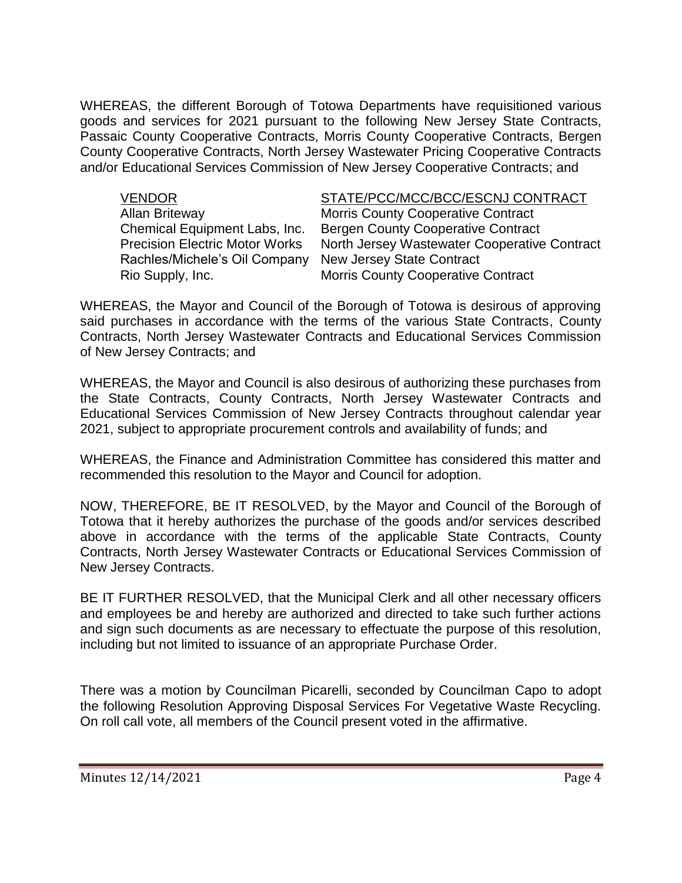WHEREAS, the different Borough of Totowa Departments have requisitioned various goods and services for 2021 pursuant to the following New Jersey State Contracts, Passaic County Cooperative Contracts, Morris County Cooperative Contracts, Bergen County Cooperative Contracts, North Jersey Wastewater Pricing Cooperative Contracts and/or Educational Services Commission of New Jersey Cooperative Contracts; and

| VENDOR | STATE/PCC/MCC/BCC/ESCNJ CONTRACT |
|---|---|
| Allan Briteway | Morris County Cooperative Contract |
| Chemical Equipment Labs, Inc. | Bergen County Cooperative Contract |
| Precision Electric Motor Works | North Jersey Wastewater Cooperative Contract |
| Rachles/Michele's Oil Company | New Jersey State Contract |
| Rio Supply, Inc. | Morris County Cooperative Contract |

WHEREAS, the Mayor and Council of the Borough of Totowa is desirous of approving said purchases in accordance with the terms of the various State Contracts, County Contracts, North Jersey Wastewater Contracts and Educational Services Commission of New Jersey Contracts; and

WHEREAS, the Mayor and Council is also desirous of authorizing these purchases from the State Contracts, County Contracts, North Jersey Wastewater Contracts and Educational Services Commission of New Jersey Contracts throughout calendar year 2021, subject to appropriate procurement controls and availability of funds; and

WHEREAS, the Finance and Administration Committee has considered this matter and recommended this resolution to the Mayor and Council for adoption.

NOW, THEREFORE, BE IT RESOLVED, by the Mayor and Council of the Borough of Totowa that it hereby authorizes the purchase of the goods and/or services described above in accordance with the terms of the applicable State Contracts, County Contracts, North Jersey Wastewater Contracts or Educational Services Commission of New Jersey Contracts.

BE IT FURTHER RESOLVED, that the Municipal Clerk and all other necessary officers and employees be and hereby are authorized and directed to take such further actions and sign such documents as are necessary to effectuate the purpose of this resolution, including but not limited to issuance of an appropriate Purchase Order.

There was a motion by Councilman Picarelli, seconded by Councilman Capo to adopt the following Resolution Approving Disposal Services For Vegetative Waste Recycling. On roll call vote, all members of the Council present voted in the affirmative.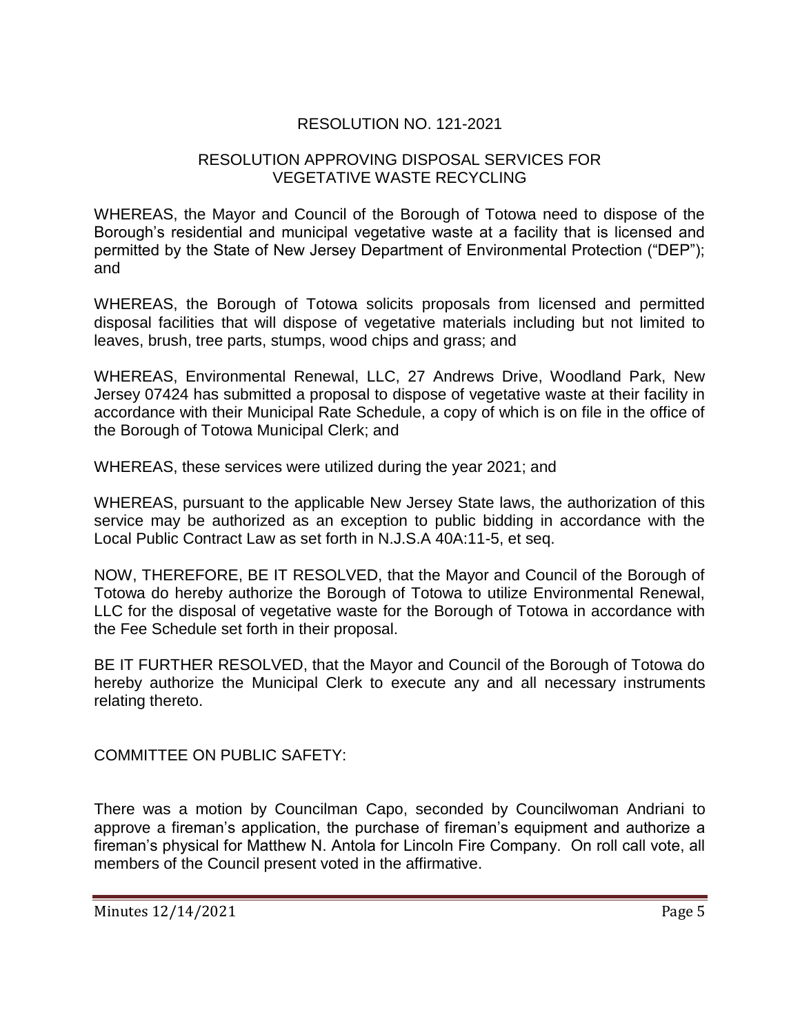RESOLUTION NO. 121-2021

RESOLUTION APPROVING DISPOSAL SERVICES FOR VEGETATIVE WASTE RECYCLING

WHEREAS, the Mayor and Council of the Borough of Totowa need to dispose of the Borough's residential and municipal vegetative waste at a facility that is licensed and permitted by the State of New Jersey Department of Environmental Protection ("DEP"); and

WHEREAS, the Borough of Totowa solicits proposals from licensed and permitted disposal facilities that will dispose of vegetative materials including but not limited to leaves, brush, tree parts, stumps, wood chips and grass; and

WHEREAS, Environmental Renewal, LLC, 27 Andrews Drive, Woodland Park, New Jersey 07424 has submitted a proposal to dispose of vegetative waste at their facility in accordance with their Municipal Rate Schedule, a copy of which is on file in the office of the Borough of Totowa Municipal Clerk; and

WHEREAS, these services were utilized during the year 2021; and

WHEREAS, pursuant to the applicable New Jersey State laws, the authorization of this service may be authorized as an exception to public bidding in accordance with the Local Public Contract Law as set forth in N.J.S.A 40A:11-5, et seq.

NOW, THEREFORE, BE IT RESOLVED, that the Mayor and Council of the Borough of Totowa do hereby authorize the Borough of Totowa to utilize Environmental Renewal, LLC for the disposal of vegetative waste for the Borough of Totowa in accordance with the Fee Schedule set forth in their proposal.

BE IT FURTHER RESOLVED, that the Mayor and Council of the Borough of Totowa do hereby authorize the Municipal Clerk to execute any and all necessary instruments relating thereto.

COMMITTEE ON PUBLIC SAFETY:

There was a motion by Councilman Capo, seconded by Councilwoman Andriani to approve a fireman's application, the purchase of fireman's equipment and authorize a fireman's physical for Matthew N. Antola for Lincoln Fire Company. On roll call vote, all members of the Council present voted in the affirmative.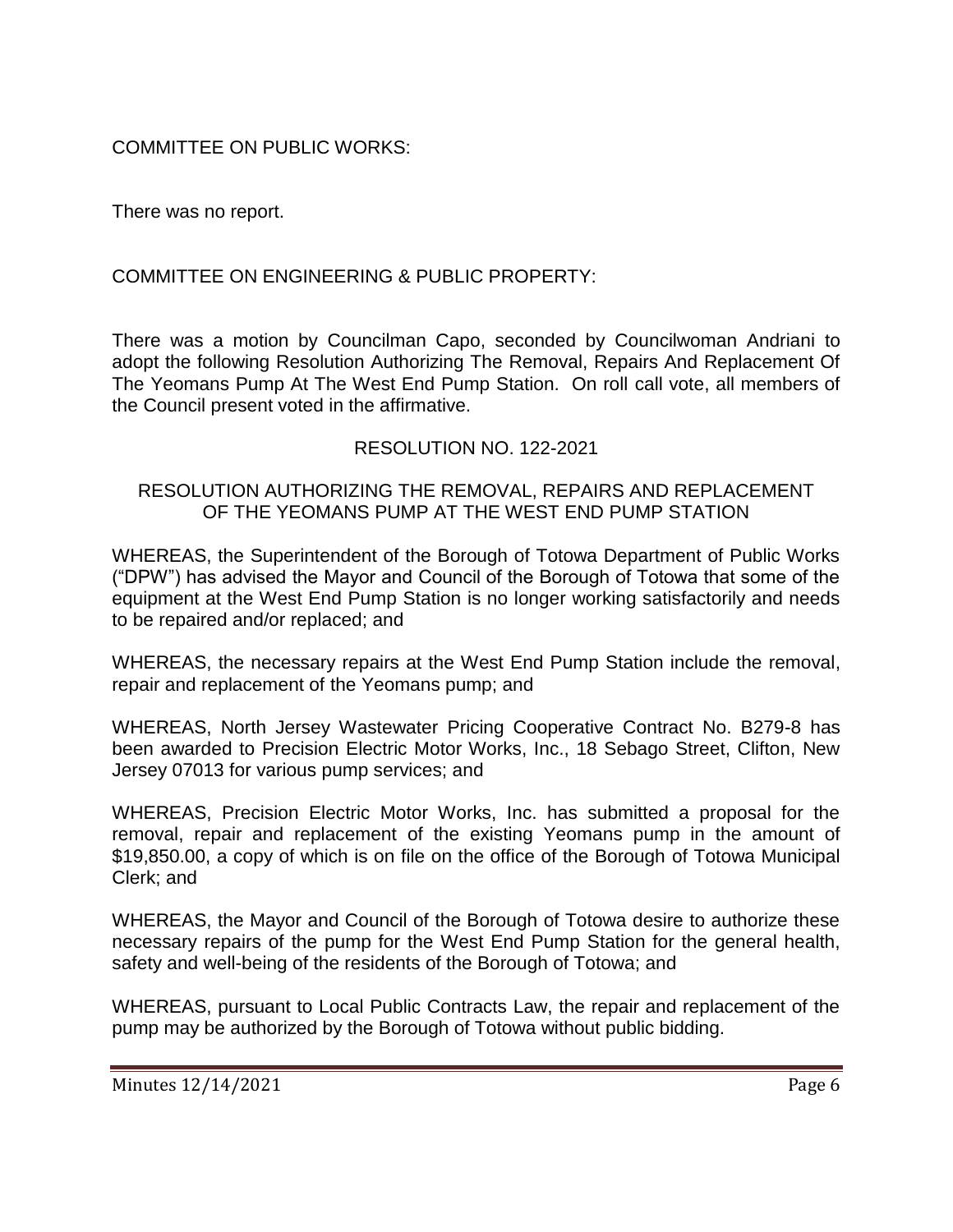COMMITTEE ON PUBLIC WORKS:

There was no report.

COMMITTEE ON ENGINEERING & PUBLIC PROPERTY:

There was a motion by Councilman Capo, seconded by Councilwoman Andriani to adopt the following Resolution Authorizing The Removal, Repairs And Replacement Of The Yeomans Pump At The West End Pump Station. On roll call vote, all members of the Council present voted in the affirmative.

RESOLUTION NO. 122-2021

RESOLUTION AUTHORIZING THE REMOVAL, REPAIRS AND REPLACEMENT OF THE YEOMANS PUMP AT THE WEST END PUMP STATION

WHEREAS, the Superintendent of the Borough of Totowa Department of Public Works ("DPW") has advised the Mayor and Council of the Borough of Totowa that some of the equipment at the West End Pump Station is no longer working satisfactorily and needs to be repaired and/or replaced; and

WHEREAS, the necessary repairs at the West End Pump Station include the removal, repair and replacement of the Yeomans pump; and

WHEREAS, North Jersey Wastewater Pricing Cooperative Contract No. B279-8 has been awarded to Precision Electric Motor Works, Inc., 18 Sebago Street, Clifton, New Jersey 07013 for various pump services; and

WHEREAS, Precision Electric Motor Works, Inc. has submitted a proposal for the removal, repair and replacement of the existing Yeomans pump in the amount of \$19,850.00, a copy of which is on file on the office of the Borough of Totowa Municipal Clerk; and

WHEREAS, the Mayor and Council of the Borough of Totowa desire to authorize these necessary repairs of the pump for the West End Pump Station for the general health, safety and well-being of the residents of the Borough of Totowa; and

WHEREAS, pursuant to Local Public Contracts Law, the repair and replacement of the pump may be authorized by the Borough of Totowa without public bidding.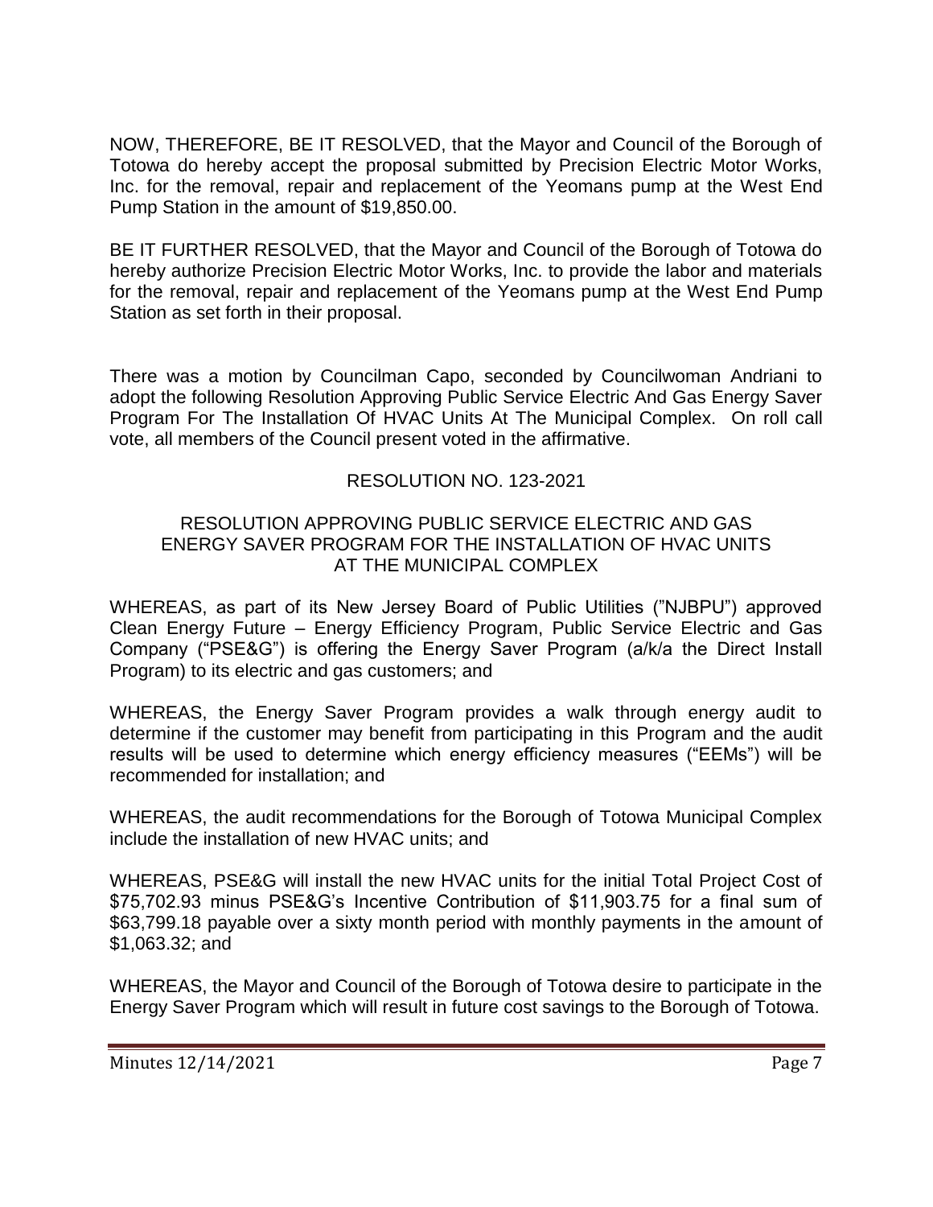NOW, THEREFORE, BE IT RESOLVED, that the Mayor and Council of the Borough of Totowa do hereby accept the proposal submitted by Precision Electric Motor Works, Inc. for the removal, repair and replacement of the Yeomans pump at the West End Pump Station in the amount of $19,850.00.

BE IT FURTHER RESOLVED, that the Mayor and Council of the Borough of Totowa do hereby authorize Precision Electric Motor Works, Inc. to provide the labor and materials for the removal, repair and replacement of the Yeomans pump at the West End Pump Station as set forth in their proposal.

There was a motion by Councilman Capo, seconded by Councilwoman Andriani to adopt the following Resolution Approving Public Service Electric And Gas Energy Saver Program For The Installation Of HVAC Units At The Municipal Complex. On roll call vote, all members of the Council present voted in the affirmative.

RESOLUTION NO. 123-2021

RESOLUTION APPROVING PUBLIC SERVICE ELECTRIC AND GAS ENERGY SAVER PROGRAM FOR THE INSTALLATION OF HVAC UNITS AT THE MUNICIPAL COMPLEX

WHEREAS, as part of its New Jersey Board of Public Utilities ("NJBPU") approved Clean Energy Future – Energy Efficiency Program, Public Service Electric and Gas Company ("PSE&G") is offering the Energy Saver Program (a/k/a the Direct Install Program) to its electric and gas customers; and

WHEREAS, the Energy Saver Program provides a walk through energy audit to determine if the customer may benefit from participating in this Program and the audit results will be used to determine which energy efficiency measures ("EEMs") will be recommended for installation; and

WHEREAS, the audit recommendations for the Borough of Totowa Municipal Complex include the installation of new HVAC units; and

WHEREAS, PSE&G will install the new HVAC units for the initial Total Project Cost of $75,702.93 minus PSE&G's Incentive Contribution of $11,903.75 for a final sum of $63,799.18 payable over a sixty month period with monthly payments in the amount of $1,063.32; and

WHEREAS, the Mayor and Council of the Borough of Totowa desire to participate in the Energy Saver Program which will result in future cost savings to the Borough of Totowa.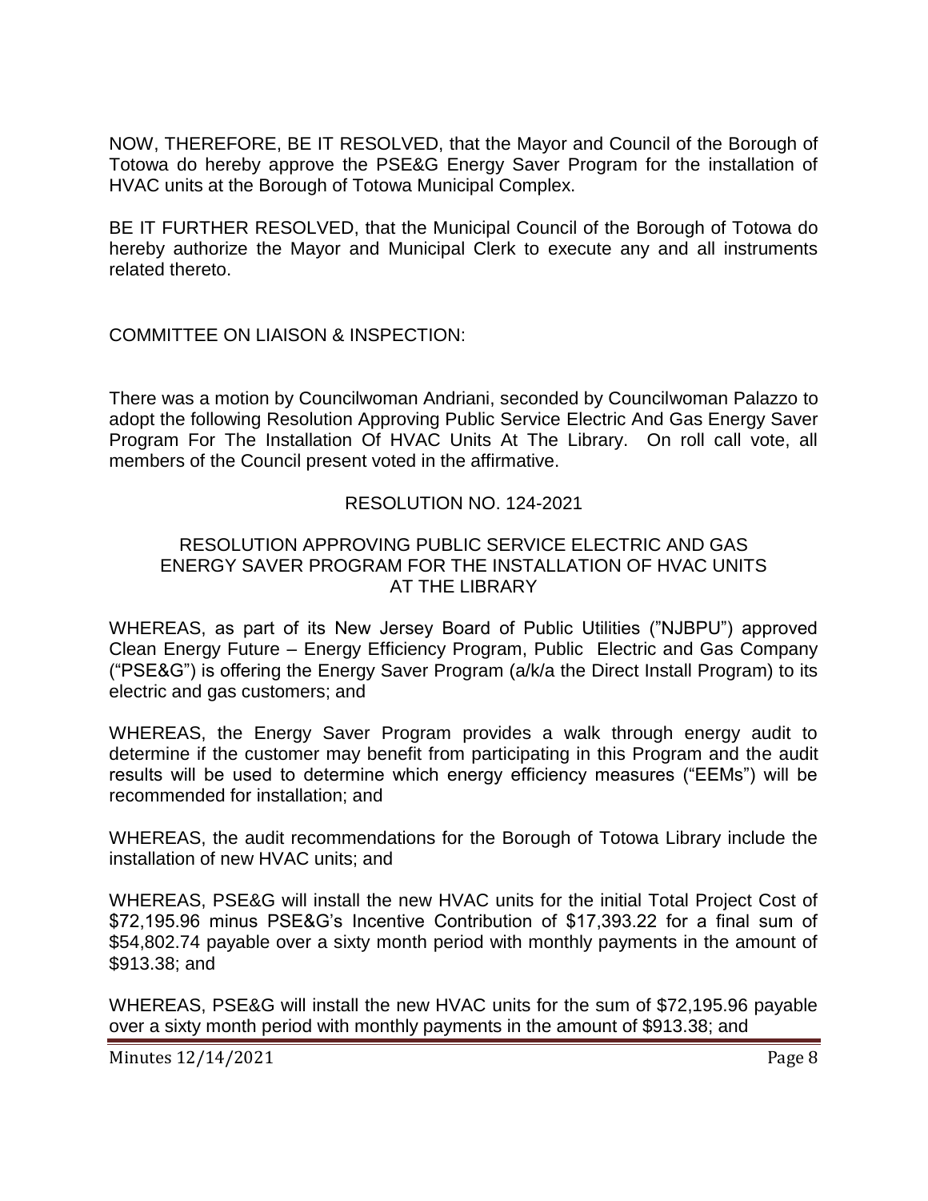NOW, THEREFORE, BE IT RESOLVED, that the Mayor and Council of the Borough of Totowa do hereby approve the PSE&G Energy Saver Program for the installation of HVAC units at the Borough of Totowa Municipal Complex.

BE IT FURTHER RESOLVED, that the Municipal Council of the Borough of Totowa do hereby authorize the Mayor and Municipal Clerk to execute any and all instruments related thereto.

COMMITTEE ON LIAISON & INSPECTION:

There was a motion by Councilwoman Andriani, seconded by Councilwoman Palazzo to adopt the following Resolution Approving Public Service Electric And Gas Energy Saver Program For The Installation Of HVAC Units At The Library. On roll call vote, all members of the Council present voted in the affirmative.

RESOLUTION NO. 124-2021

RESOLUTION APPROVING PUBLIC SERVICE ELECTRIC AND GAS ENERGY SAVER PROGRAM FOR THE INSTALLATION OF HVAC UNITS AT THE LIBRARY

WHEREAS, as part of its New Jersey Board of Public Utilities ("NJBPU") approved Clean Energy Future – Energy Efficiency Program, Public Electric and Gas Company ("PSE&G") is offering the Energy Saver Program (a/k/a the Direct Install Program) to its electric and gas customers; and

WHEREAS, the Energy Saver Program provides a walk through energy audit to determine if the customer may benefit from participating in this Program and the audit results will be used to determine which energy efficiency measures ("EEMs") will be recommended for installation; and

WHEREAS, the audit recommendations for the Borough of Totowa Library include the installation of new HVAC units; and

WHEREAS, PSE&G will install the new HVAC units for the initial Total Project Cost of $72,195.96 minus PSE&G's Incentive Contribution of $17,393.22 for a final sum of $54,802.74 payable over a sixty month period with monthly payments in the amount of $913.38; and

WHEREAS, PSE&G will install the new HVAC units for the sum of $72,195.96 payable over a sixty month period with monthly payments in the amount of $913.38; and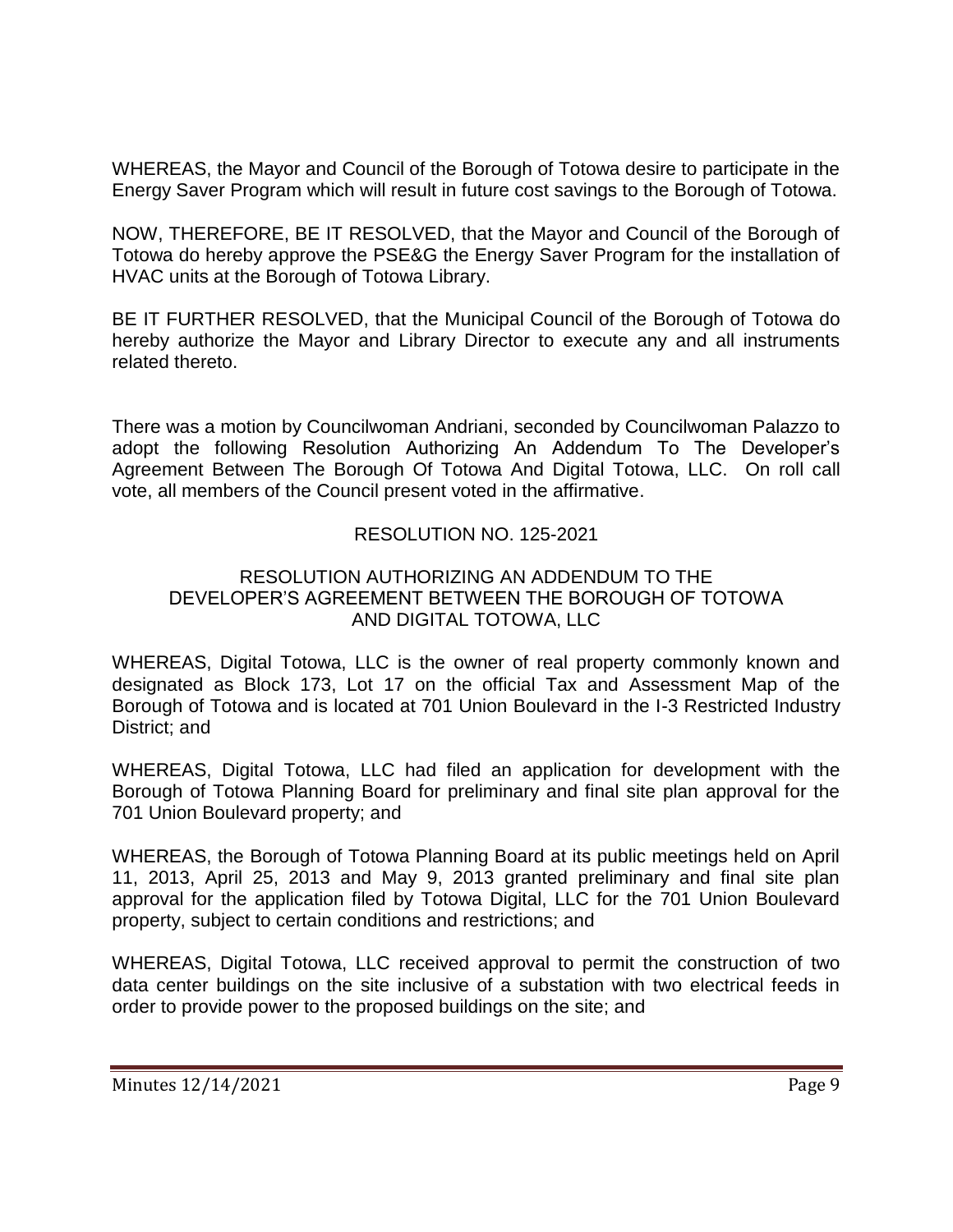WHEREAS, the Mayor and Council of the Borough of Totowa desire to participate in the Energy Saver Program which will result in future cost savings to the Borough of Totowa.

NOW, THEREFORE, BE IT RESOLVED, that the Mayor and Council of the Borough of Totowa do hereby approve the PSE&G the Energy Saver Program for the installation of HVAC units at the Borough of Totowa Library.

BE IT FURTHER RESOLVED, that the Municipal Council of the Borough of Totowa do hereby authorize the Mayor and Library Director to execute any and all instruments related thereto.

There was a motion by Councilwoman Andriani, seconded by Councilwoman Palazzo to adopt the following Resolution Authorizing An Addendum To The Developer's Agreement Between The Borough Of Totowa And Digital Totowa, LLC. On roll call vote, all members of the Council present voted in the affirmative.

RESOLUTION NO. 125-2021

RESOLUTION AUTHORIZING AN ADDENDUM TO THE DEVELOPER'S AGREEMENT BETWEEN THE BOROUGH OF TOTOWA AND DIGITAL TOTOWA, LLC

WHEREAS, Digital Totowa, LLC is the owner of real property commonly known and designated as Block 173, Lot 17 on the official Tax and Assessment Map of the Borough of Totowa and is located at 701 Union Boulevard in the I-3 Restricted Industry District; and

WHEREAS, Digital Totowa, LLC had filed an application for development with the Borough of Totowa Planning Board for preliminary and final site plan approval for the 701 Union Boulevard property; and

WHEREAS, the Borough of Totowa Planning Board at its public meetings held on April 11, 2013, April 25, 2013 and May 9, 2013 granted preliminary and final site plan approval for the application filed by Totowa Digital, LLC for the 701 Union Boulevard property, subject to certain conditions and restrictions; and

WHEREAS, Digital Totowa, LLC received approval to permit the construction of two data center buildings on the site inclusive of a substation with two electrical feeds in order to provide power to the proposed buildings on the site; and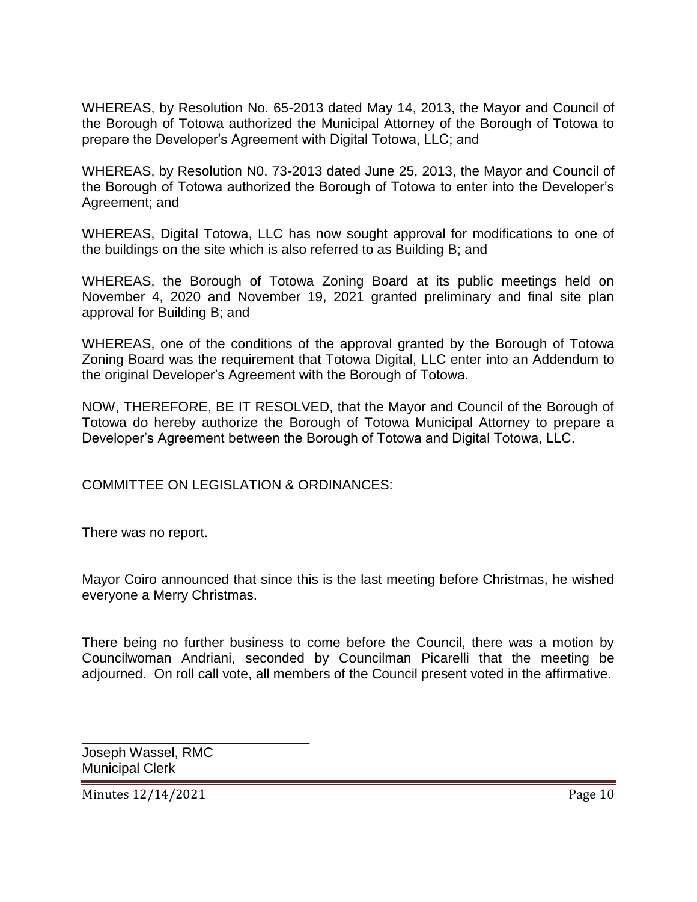WHEREAS, by Resolution No. 65-2013 dated May 14, 2013, the Mayor and Council of the Borough of Totowa authorized the Municipal Attorney of the Borough of Totowa to prepare the Developer's Agreement with Digital Totowa, LLC; and

WHEREAS, by Resolution N0. 73-2013 dated June 25, 2013, the Mayor and Council of the Borough of Totowa authorized the Borough of Totowa to enter into the Developer's Agreement; and

WHEREAS, Digital Totowa, LLC has now sought approval for modifications to one of the buildings on the site which is also referred to as Building B; and

WHEREAS, the Borough of Totowa Zoning Board at its public meetings held on November 4, 2020 and November 19, 2021 granted preliminary and final site plan approval for Building B; and

WHEREAS, one of the conditions of the approval granted by the Borough of Totowa Zoning Board was the requirement that Totowa Digital, LLC enter into an Addendum to the original Developer's Agreement with the Borough of Totowa.

NOW, THEREFORE, BE IT RESOLVED, that the Mayor and Council of the Borough of Totowa do hereby authorize the Borough of Totowa Municipal Attorney to prepare a Developer's Agreement between the Borough of Totowa and Digital Totowa, LLC.

COMMITTEE ON LEGISLATION & ORDINANCES:

There was no report.

Mayor Coiro announced that since this is the last meeting before Christmas, he wished everyone a Merry Christmas.

There being no further business to come before the Council, there was a motion by Councilwoman Andriani, seconded by Councilman Picarelli that the meeting be adjourned. On roll call vote, all members of the Council present voted in the affirmative.

_______________________________
Joseph Wassel, RMC
Municipal Clerk